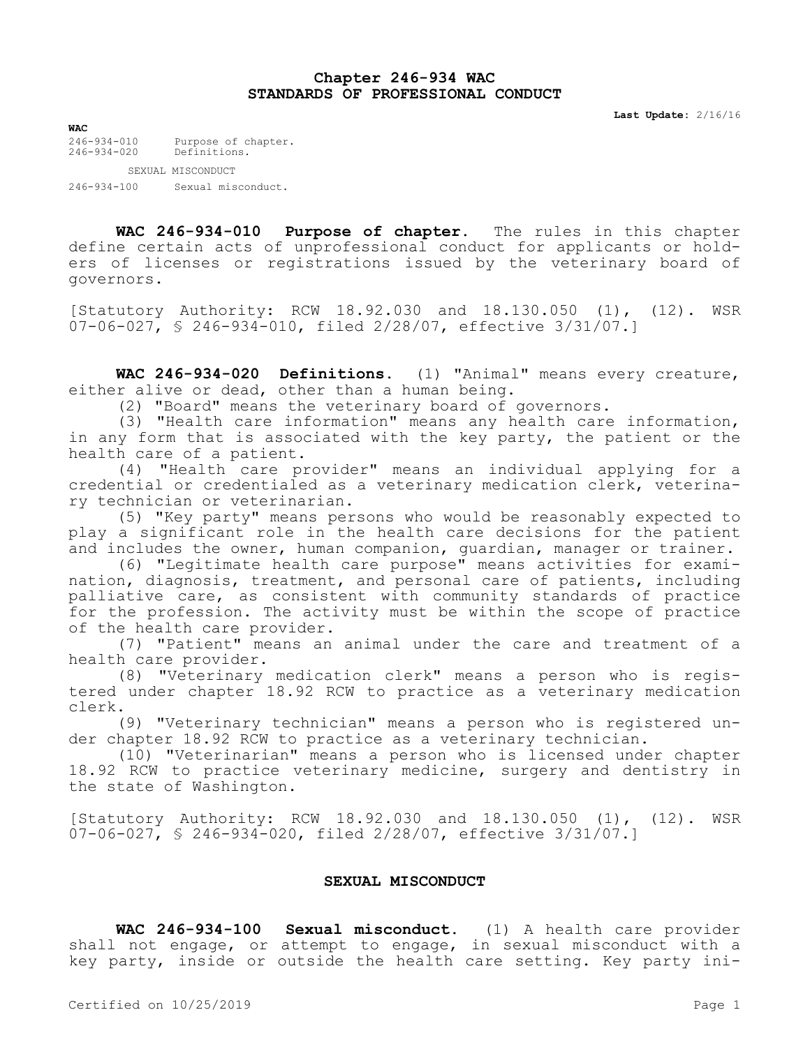# Chapter 246-934 WAC
# STANDARDS OF PROFESSIONAL CONDUCT

**Last Update:** 2/16/16

**WAC**

246-934-010 Purpose of chapter.
246-934-020 Definitions.

SEXUAL MISCONDUCT

246-934-100 Sexual misconduct.

**WAC 246-934-010 Purpose of chapter.** The rules in this chapter define certain acts of unprofessional conduct for applicants or holders of licenses or registrations issued by the veterinary board of governors.

[Statutory Authority: RCW 18.92.030 and 18.130.050 (1), (12). WSR 07-06-027, § 246-934-010, filed 2/28/07, effective 3/31/07.]

**WAC 246-934-020 Definitions.** (1) "Animal" means every creature, either alive or dead, other than a human being.

(2) "Board" means the veterinary board of governors.

(3) "Health care information" means any health care information, in any form that is associated with the key party, the patient or the health care of a patient.

(4) "Health care provider" means an individual applying for a credential or credentialed as a veterinary medication clerk, veterinary technician or veterinarian.

(5) "Key party" means persons who would be reasonably expected to play a significant role in the health care decisions for the patient and includes the owner, human companion, guardian, manager or trainer.

(6) "Legitimate health care purpose" means activities for examination, diagnosis, treatment, and personal care of patients, including palliative care, as consistent with community standards of practice for the profession. The activity must be within the scope of practice of the health care provider.

(7) "Patient" means an animal under the care and treatment of a health care provider.

(8) "Veterinary medication clerk" means a person who is registered under chapter 18.92 RCW to practice as a veterinary medication clerk.

(9) "Veterinary technician" means a person who is registered under chapter 18.92 RCW to practice as a veterinary technician.

(10) "Veterinarian" means a person who is licensed under chapter 18.92 RCW to practice veterinary medicine, surgery and dentistry in the state of Washington.

[Statutory Authority: RCW 18.92.030 and 18.130.050 (1), (12). WSR 07-06-027, § 246-934-020, filed 2/28/07, effective 3/31/07.]

## SEXUAL MISCONDUCT

**WAC 246-934-100 Sexual misconduct.** (1) A health care provider shall not engage, or attempt to engage, in sexual misconduct with a key party, inside or outside the health care setting. Key party ini-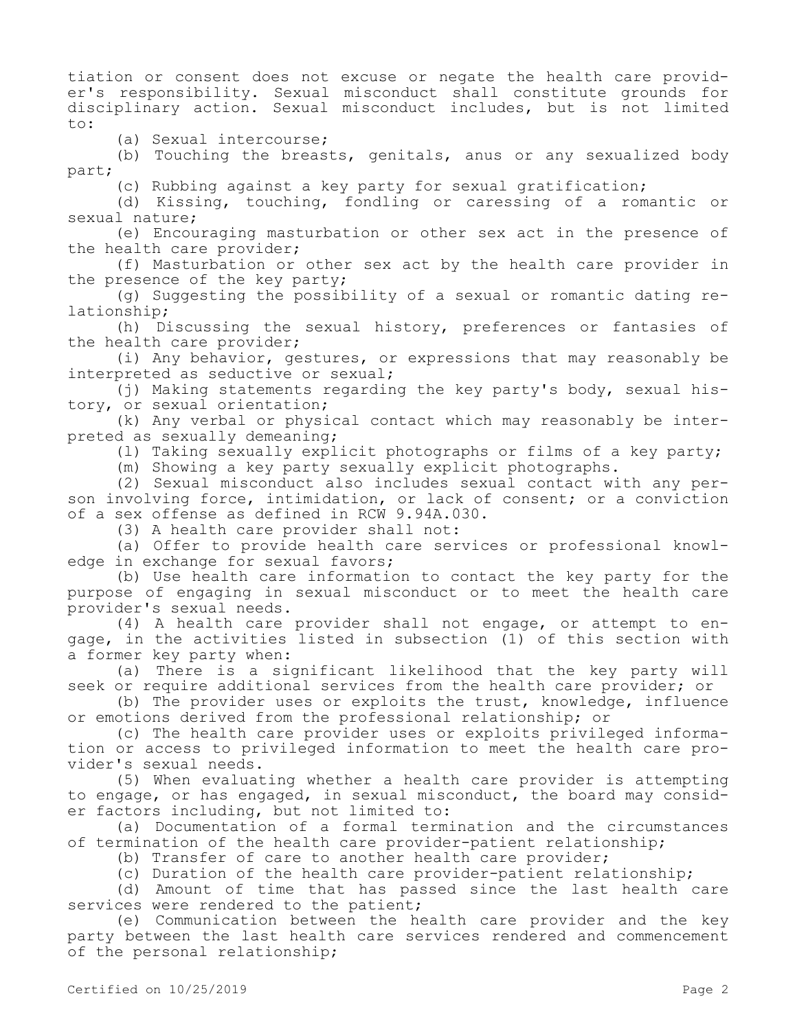tiation or consent does not excuse or negate the health care provider's responsibility. Sexual misconduct shall constitute grounds for disciplinary action. Sexual misconduct includes, but is not limited to:

(a) Sexual intercourse;

(b) Touching the breasts, genitals, anus or any sexualized body part;

(c) Rubbing against a key party for sexual gratification;

(d) Kissing, touching, fondling or caressing of a romantic or sexual nature;

(e) Encouraging masturbation or other sex act in the presence of the health care provider;

(f) Masturbation or other sex act by the health care provider in the presence of the key party;

(g) Suggesting the possibility of a sexual or romantic dating relationship;

(h) Discussing the sexual history, preferences or fantasies of the health care provider;

(i) Any behavior, gestures, or expressions that may reasonably be interpreted as seductive or sexual;

(j) Making statements regarding the key party's body, sexual history, or sexual orientation;

(k) Any verbal or physical contact which may reasonably be interpreted as sexually demeaning;

(l) Taking sexually explicit photographs or films of a key party;

(m) Showing a key party sexually explicit photographs.

(2) Sexual misconduct also includes sexual contact with any person involving force, intimidation, or lack of consent; or a conviction of a sex offense as defined in RCW 9.94A.030.

(3) A health care provider shall not:

(a) Offer to provide health care services or professional knowledge in exchange for sexual favors;

(b) Use health care information to contact the key party for the purpose of engaging in sexual misconduct or to meet the health care provider's sexual needs.

(4) A health care provider shall not engage, or attempt to engage, in the activities listed in subsection (1) of this section with a former key party when:

(a) There is a significant likelihood that the key party will seek or require additional services from the health care provider; or

(b) The provider uses or exploits the trust, knowledge, influence or emotions derived from the professional relationship; or

(c) The health care provider uses or exploits privileged information or access to privileged information to meet the health care provider's sexual needs.

(5) When evaluating whether a health care provider is attempting to engage, or has engaged, in sexual misconduct, the board may consider factors including, but not limited to:

(a) Documentation of a formal termination and the circumstances of termination of the health care provider-patient relationship;

(b) Transfer of care to another health care provider;

(c) Duration of the health care provider-patient relationship;

(d) Amount of time that has passed since the last health care services were rendered to the patient;

(e) Communication between the health care provider and the key party between the last health care services rendered and commencement of the personal relationship;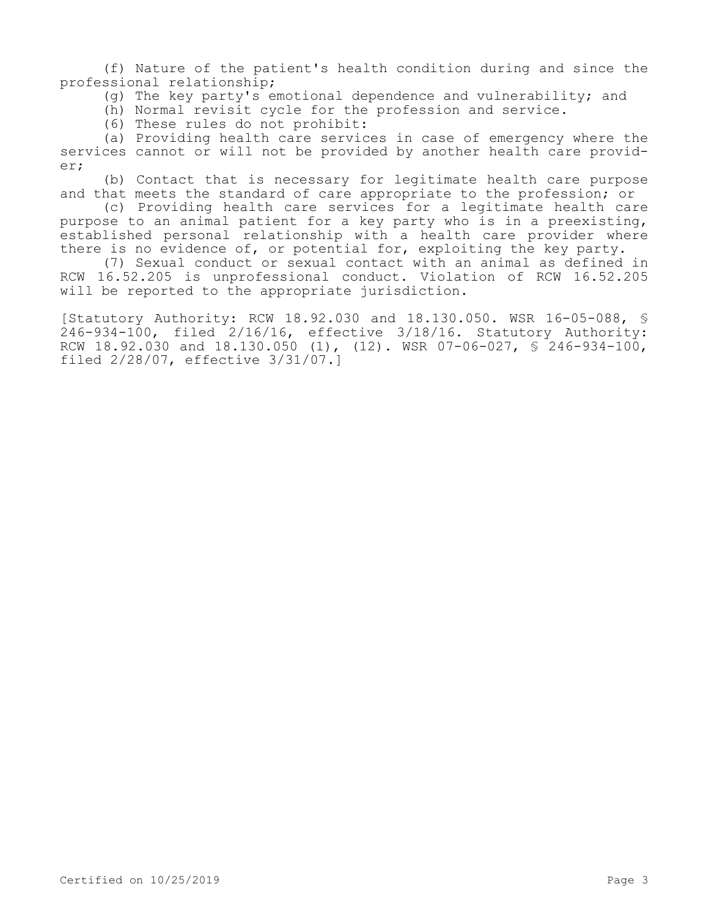(f) Nature of the patient's health condition during and since the professional relationship;

(g) The key party's emotional dependence and vulnerability; and

(h) Normal revisit cycle for the profession and service.

(6) These rules do not prohibit:

(a) Providing health care services in case of emergency where the services cannot or will not be provided by another health care provider;

(b) Contact that is necessary for legitimate health care purpose and that meets the standard of care appropriate to the profession; or

(c) Providing health care services for a legitimate health care purpose to an animal patient for a key party who is in a preexisting, established personal relationship with a health care provider where there is no evidence of, or potential for, exploiting the key party.

(7) Sexual conduct or sexual contact with an animal as defined in RCW 16.52.205 is unprofessional conduct. Violation of RCW 16.52.205 will be reported to the appropriate jurisdiction.

[Statutory Authority: RCW 18.92.030 and 18.130.050. WSR 16-05-088, § 246-934-100, filed 2/16/16, effective 3/18/16. Statutory Authority: RCW 18.92.030 and 18.130.050 (1), (12). WSR 07-06-027, § 246-934-100, filed 2/28/07, effective 3/31/07.]

Certified on 10/25/2019